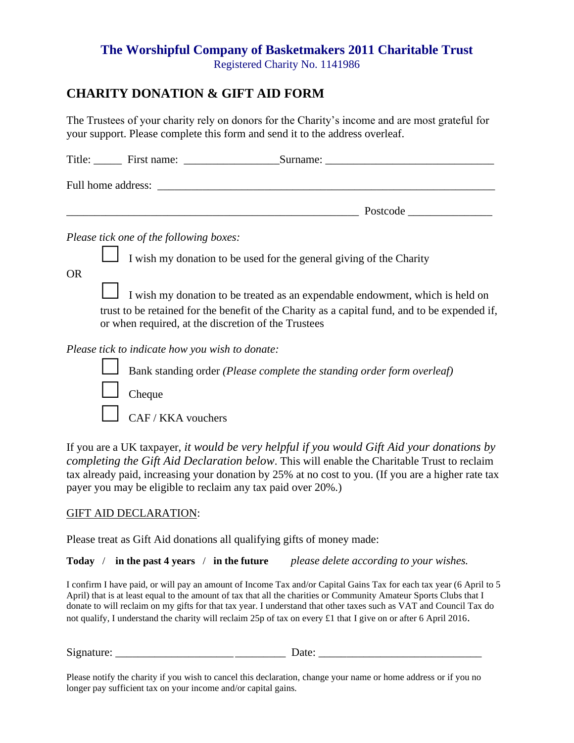# The Worshipful Company of Basketmakers 2011 Charitable Trust

Registered Charity No. 1141986

## CHARITY DONATION & GIFT AID FORM

The Trustees of your charity rely on donors for the Charity's income and are most grateful for your support. Please complete this form and send it to the address overleaf.

Title: _____ First name: ________________Surname: _____________________________

Full home address: _____________________________________________________________

___________________________________________________ Postcode _______________

*Please tick one of the following boxes:*

☐ I wish my donation to be used for the general giving of the Charity

OR

☐ I wish my donation to be treated as an expendable endowment, which is held on trust to be retained for the benefit of the Charity as a capital fund, and to be expended if, or when required, at the discretion of the Trustees

*Please tick to indicate how you wish to donate:*

☐ Bank standing order *(Please complete the standing order form overleaf)*

☐ Cheque

☐ CAF / KKA vouchers

If you are a UK taxpayer, *it would be very helpful if you would Gift Aid your donations by completing the Gift Aid Declaration below*. This will enable the Charitable Trust to reclaim tax already paid, increasing your donation by 25% at no cost to you. (If you are a higher rate tax payer you may be eligible to reclaim any tax paid over 20%.)

<u>GIFT AID DECLARATION</u>:

Please treat as Gift Aid donations all qualifying gifts of money made:

**Today** / **in the past 4 years** / **in the future** *please delete according to your wishes.*

I confirm I have paid, or will pay an amount of Income Tax and/or Capital Gains Tax for each tax year (6 April to 5 April) that is at least equal to the amount of tax that all the charities or Community Amateur Sports Clubs that I donate to will reclaim on my gifts for that tax year. I understand that other taxes such as VAT and Council Tax do not qualify, I understand the charity will reclaim 25p of tax on every £1 that I give on or after 6 April 2016.

Signature: _______________________________ Date: ____________________________

Please notify the charity if you wish to cancel this declaration, change your name or home address or if you no longer pay sufficient tax on your income and/or capital gains.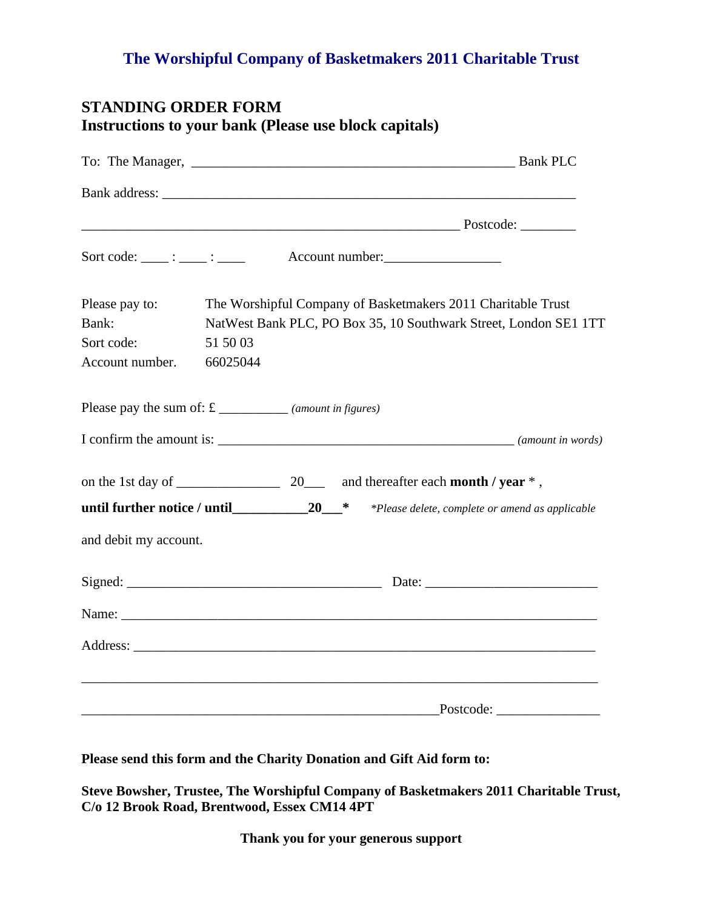# The Worshipful Company of Basketmakers 2011 Charitable Trust

## STANDING ORDER FORM
**Instructions to your bank (Please use block capitals)**

To: The Manager, _______________________________________________ Bank PLC

Bank address: ______________________________________________________________

________________________________________________________ Postcode: ________

Sort code: ____ : ____ : ____        Account number:_________________

| | |
|---|---|
| Please pay to: | The Worshipful Company of Basketmakers 2011 Charitable Trust |
| Bank: | NatWest Bank PLC, PO Box 35, 10 Southwark Street, London SE1 1TT |
| Sort code: | 51 50 03 |
| Account number. | 66025044 |

Please pay the sum of: £ __________ *(amount in figures)*

I confirm the amount is: ____________________________________________ *(amount in words)*

on the 1st day of _______________ 20___ and thereafter each **month / year** * ,

**until further notice / until___________20___*** *\*Please delete, complete or amend as applicable*

and debit my account.

Signed: ______________________________________ Date: _________________________

Name: _____________________________________________________________________

Address: ___________________________________________________________________

___________________________________________________________________________

_____________________________________________________Postcode: _______________

**Please send this form and the Charity Donation and Gift Aid form to:**

**Steve Bowsher, Trustee, The Worshipful Company of Basketmakers 2011 Charitable Trust, C/o 12 Brook Road, Brentwood, Essex CM14 4PT**

**Thank you for your generous support**